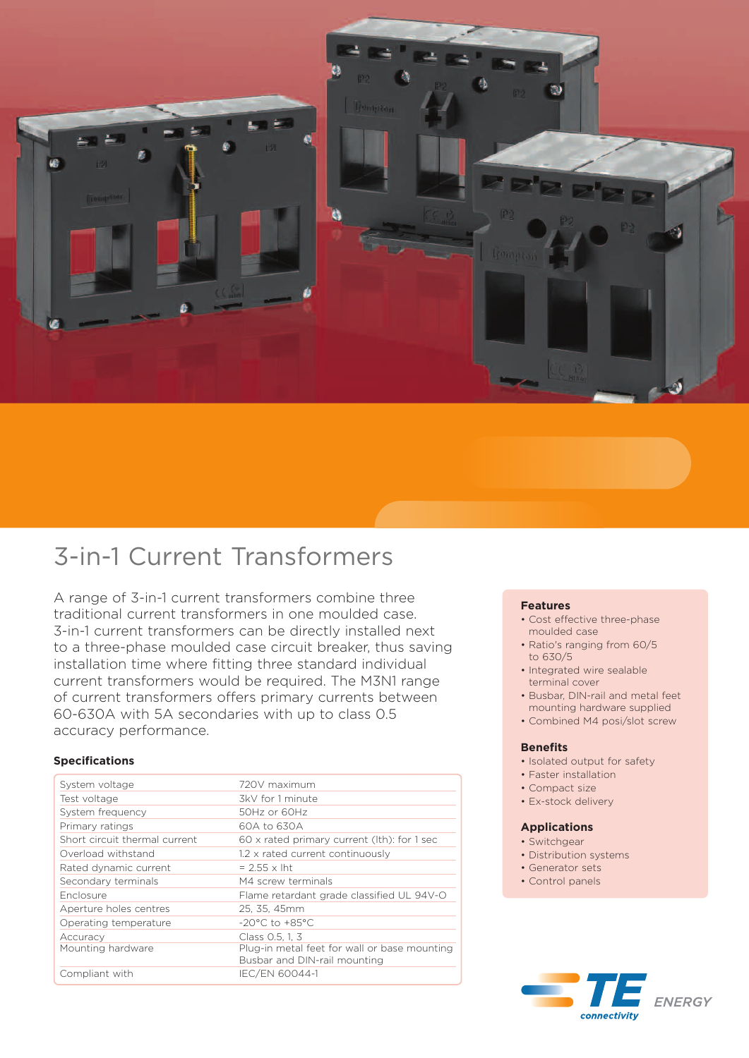# 3-in-1 Current Transformers

A range of 3-in-1 current transformers combine three traditional current transformers in one moulded case. 3-in-1 current transformers can be directly installed next to a three-phase moulded case circuit breaker, thus saving installation time where fitting three standard individual current transformers would be required. The M3N1 range of current transformers offers primary currents between 60-630A with 5A secondaries with up to class 0.5 accuracy performance.

### Specifications

| | |
|---|---|
| System voltage | 720V maximum |
| Test voltage | 3kV for 1 minute |
| System frequency | 50Hz or 60Hz |
| Primary ratings | 60A to 630A |
| Short circuit thermal current | 60 x rated primary current (Ith): for 1 sec |
| Overload withstand | 1.2 x rated current continuously |
| Rated dynamic current | = 2.55 x Iht |
| Secondary terminals | M4 screw terminals |
| Enclosure | Flame retardant grade classified UL 94V-O |
| Aperture holes centres | 25, 35, 45mm |
| Operating temperature | -20°C to +85°C |
| Accuracy | Class 0.5, 1, 3 |
| Mounting hardware | Plug-in metal feet for wall or base mounting Busbar and DIN-rail mounting |
| Compliant with | IEC/EN 60044-1 |

### Features

- Cost effective three-phase moulded case
- Ratio's ranging from 60/5 to 630/5
- Integrated wire sealable terminal cover
- Busbar, DIN-rail and metal feet mounting hardware supplied
- Combined M4 posi/slot screw

### Benefits

- Isolated output for safety
- Faster installation
- Compact size
- Ex-stock delivery

### Applications

- Switchgear
- Distribution systems
- Generator sets
- Control panels

TE connectivity ENERGY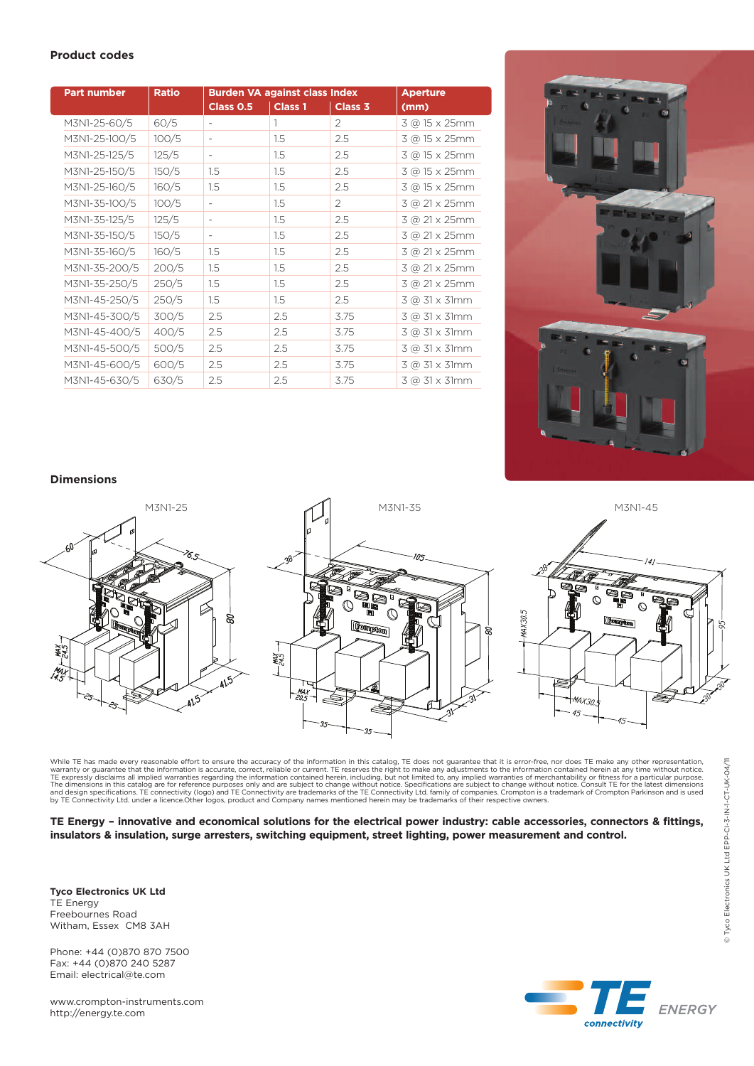## Product codes

| Part number | Ratio | Burden VA against class Index | | | Aperture |
|---|---|---|---|---|---|
| | | Class 0.5 | Class 1 | Class 3 | (mm) |
| M3N1-25-60/5 | 60/5 | - | 1 | 2 | 3 @ 15 x 25mm |
| M3N1-25-100/5 | 100/5 | - | 1.5 | 2.5 | 3 @ 15 x 25mm |
| M3N1-25-125/5 | 125/5 | - | 1.5 | 2.5 | 3 @ 15 x 25mm |
| M3N1-25-150/5 | 150/5 | 1.5 | 1.5 | 2.5 | 3 @ 15 x 25mm |
| M3N1-25-160/5 | 160/5 | 1.5 | 1.5 | 2.5 | 3 @ 15 x 25mm |
| M3N1-35-100/5 | 100/5 | - | 1.5 | 2 | 3 @ 21 x 25mm |
| M3N1-35-125/5 | 125/5 | - | 1.5 | 2.5 | 3 @ 21 x 25mm |
| M3N1-35-150/5 | 150/5 | - | 1.5 | 2.5 | 3 @ 21 x 25mm |
| M3N1-35-160/5 | 160/5 | 1.5 | 1.5 | 2.5 | 3 @ 21 x 25mm |
| M3N1-35-200/5 | 200/5 | 1.5 | 1.5 | 2.5 | 3 @ 21 x 25mm |
| M3N1-35-250/5 | 250/5 | 1.5 | 1.5 | 2.5 | 3 @ 21 x 25mm |
| M3N1-45-250/5 | 250/5 | 1.5 | 1.5 | 2.5 | 3 @ 31 x 31mm |
| M3N1-45-300/5 | 300/5 | 2.5 | 2.5 | 3.75 | 3 @ 31 x 31mm |
| M3N1-45-400/5 | 400/5 | 2.5 | 2.5 | 3.75 | 3 @ 31 x 31mm |
| M3N1-45-500/5 | 500/5 | 2.5 | 2.5 | 3.75 | 3 @ 31 x 31mm |
| M3N1-45-600/5 | 600/5 | 2.5 | 2.5 | 3.75 | 3 @ 31 x 31mm |
| M3N1-45-630/5 | 630/5 | 2.5 | 2.5 | 3.75 | 3 @ 31 x 31mm |

## Dimensions

M3N1-25

60
76.5
80
MAX 24.5
MAX 14.5
25
25
41.5
41.5

M3N1-35

38
105
80
MAX 24.5
MAX 20.5
35
35
31
31

M3N1-45

38
141
MAX30.5
95
MAX30.5
45
45
30
30

While TE has made every reasonable effort to ensure the accuracy of the information in this catalog, TE does not guarantee that it is error-free, nor does TE make any other representation, warranty or guarantee that the information is accurate, correct, reliable or current. TE reserves the right to make any adjustments to the information contained herein at any time without notice. TE expressly disclaims all implied warranties regarding the information contained herein, including, but not limited to, any implied warranties of merchantability or fitness for a particular purpose. The dimensions in this catalog are for reference purposes only and are subject to change without notice. Specifications are subject to change without notice. Consult TE for the latest dimensions and design specifications. TE connectivity (logo) and TE Connectivity are trademarks of the TE Connectivity Ltd. family of companies. Crompton is a trademark of Crompton Parkinson and is used by TE Connectivity Ltd. under a licence.Other logos, product and Company names mentioned herein may be trademarks of their respective owners.

**TE Energy – innovative and economical solutions for the electrical power industry: cable accessories, connectors & fittings, insulators & insulation, surge arresters, switching equipment, street lighting, power measurement and control.**

**Tyco Electronics UK Ltd**
TE Energy
Freebournes Road
Witham, Essex CM8 3AH

Phone: +44 (0)870 870 7500
Fax: +44 (0)870 240 5287
Email: electrical@te.com

www.crompton-instruments.com
http://energy.te.com

© Tyco Electronics UK Ltd EPP-CI-3-IN-1-CT-UK-04/11

TE connectivity ENERGY